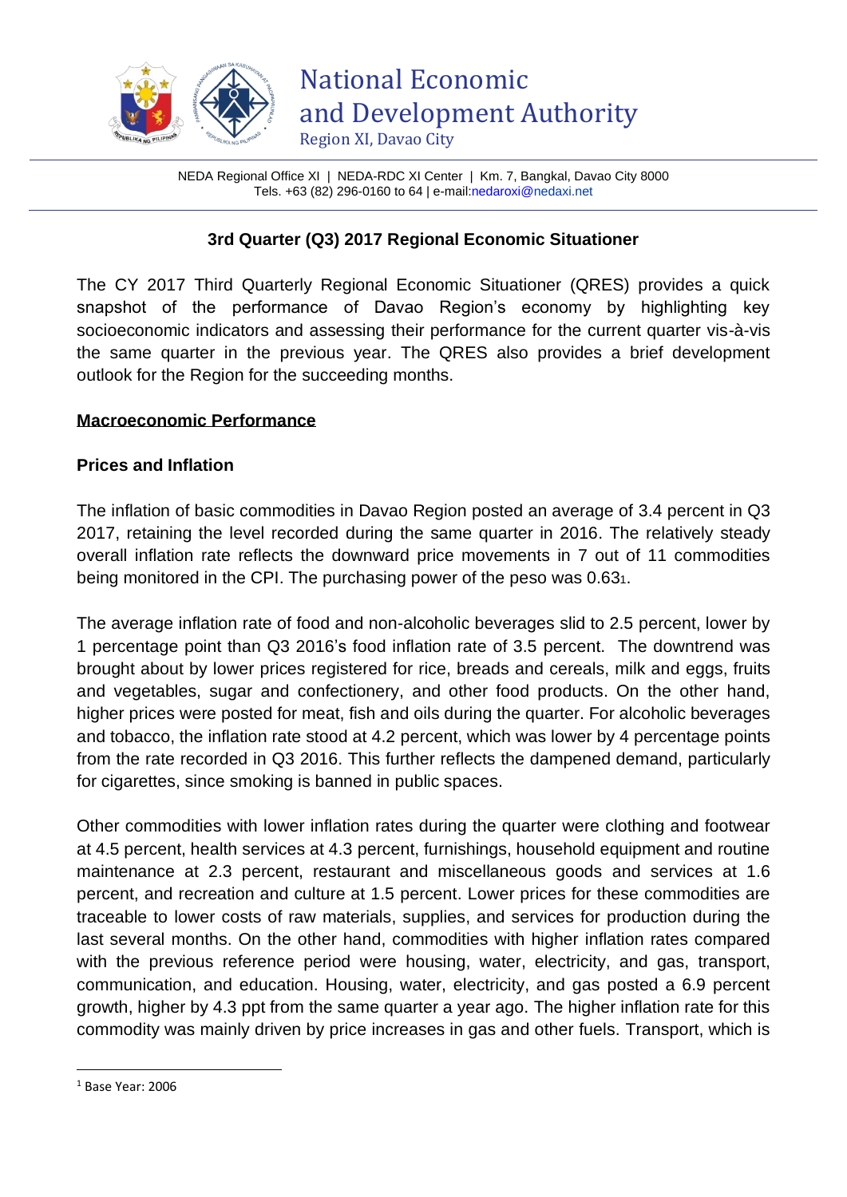# National Economic and Development Authority

Region XI, Davao City

NEDA Regional Office XI | NEDA-RDC XI Center | Km. 7, Bangkal, Davao City 8000
Tels. +63 (82) 296-0160 to 64 | e-mail:nedaroxi@nedaxi.net

## 3rd Quarter (Q3) 2017 Regional Economic Situationer

The CY 2017 Third Quarterly Regional Economic Situationer (QRES) provides a quick snapshot of the performance of Davao Region's economy by highlighting key socioeconomic indicators and assessing their performance for the current quarter vis-à-vis the same quarter in the previous year. The QRES also provides a brief development outlook for the Region for the succeeding months.

### Macroeconomic Performance

#### Prices and Inflation

The inflation of basic commodities in Davao Region posted an average of 3.4 percent in Q3 2017, retaining the level recorded during the same quarter in 2016. The relatively steady overall inflation rate reflects the downward price movements in 7 out of 11 commodities being monitored in the CPI. The purchasing power of the peso was 0.63[1].

The average inflation rate of food and non-alcoholic beverages slid to 2.5 percent, lower by 1 percentage point than Q3 2016's food inflation rate of 3.5 percent. The downtrend was brought about by lower prices registered for rice, breads and cereals, milk and eggs, fruits and vegetables, sugar and confectionery, and other food products. On the other hand, higher prices were posted for meat, fish and oils during the quarter. For alcoholic beverages and tobacco, the inflation rate stood at 4.2 percent, which was lower by 4 percentage points from the rate recorded in Q3 2016. This further reflects the dampened demand, particularly for cigarettes, since smoking is banned in public spaces.

Other commodities with lower inflation rates during the quarter were clothing and footwear at 4.5 percent, health services at 4.3 percent, furnishings, household equipment and routine maintenance at 2.3 percent, restaurant and miscellaneous goods and services at 1.6 percent, and recreation and culture at 1.5 percent. Lower prices for these commodities are traceable to lower costs of raw materials, supplies, and services for production during the last several months. On the other hand, commodities with higher inflation rates compared with the previous reference period were housing, water, electricity, and gas, transport, communication, and education. Housing, water, electricity, and gas posted a 6.9 percent growth, higher by 4.3 ppt from the same quarter a year ago. The higher inflation rate for this commodity was mainly driven by price increases in gas and other fuels. Transport, which is

---

[1] Base Year: 2006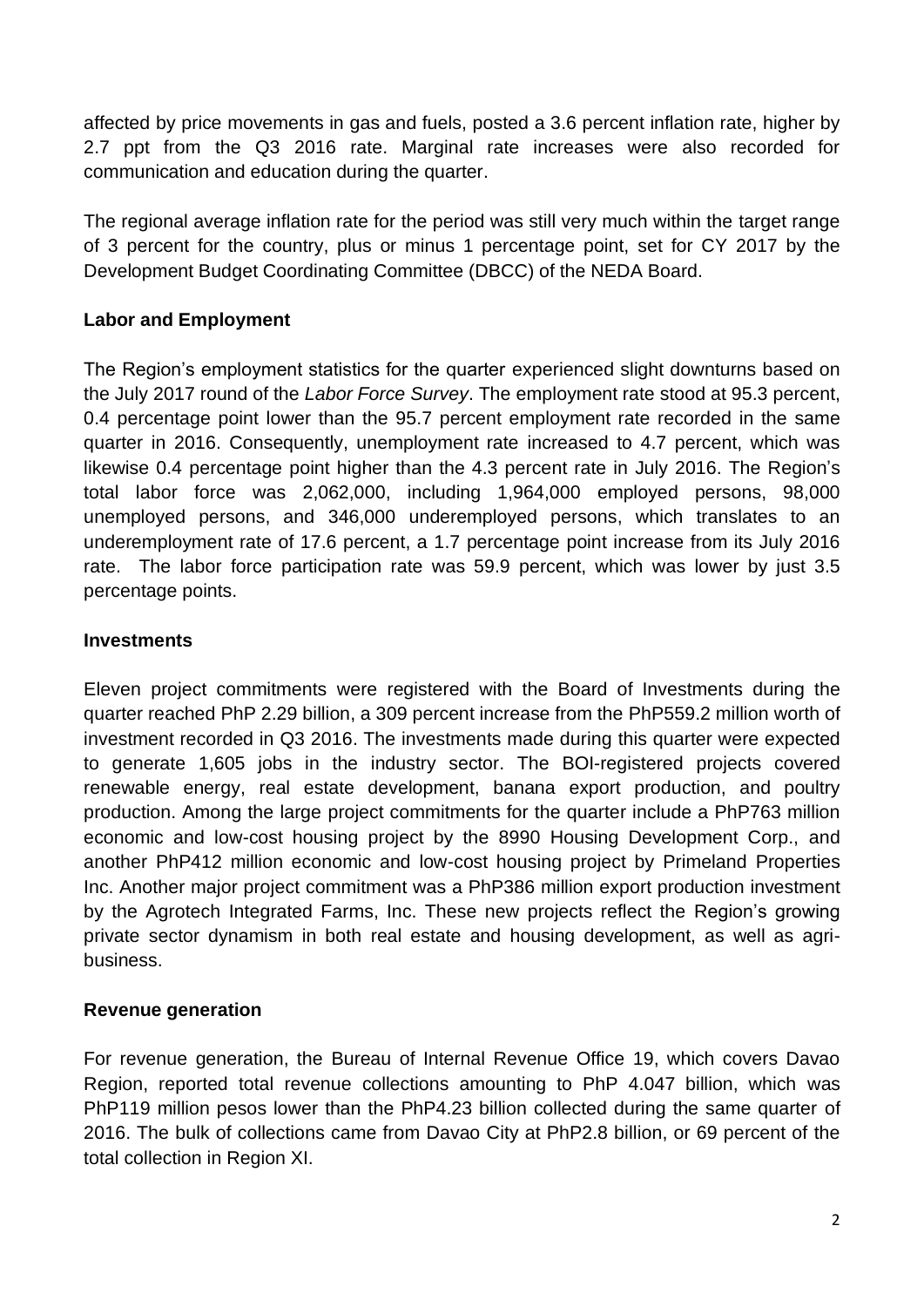affected by price movements in gas and fuels, posted a 3.6 percent inflation rate, higher by 2.7 ppt from the Q3 2016 rate. Marginal rate increases were also recorded for communication and education during the quarter.

The regional average inflation rate for the period was still very much within the target range of 3 percent for the country, plus or minus 1 percentage point, set for CY 2017 by the Development Budget Coordinating Committee (DBCC) of the NEDA Board.

**Labor and Employment**

The Region's employment statistics for the quarter experienced slight downturns based on the July 2017 round of the *Labor Force Survey*. The employment rate stood at 95.3 percent, 0.4 percentage point lower than the 95.7 percent employment rate recorded in the same quarter in 2016. Consequently, unemployment rate increased to 4.7 percent, which was likewise 0.4 percentage point higher than the 4.3 percent rate in July 2016. The Region's total labor force was 2,062,000, including 1,964,000 employed persons, 98,000 unemployed persons, and 346,000 underemployed persons, which translates to an underemployment rate of 17.6 percent, a 1.7 percentage point increase from its July 2016 rate. The labor force participation rate was 59.9 percent, which was lower by just 3.5 percentage points.

**Investments**

Eleven project commitments were registered with the Board of Investments during the quarter reached PhP 2.29 billion, a 309 percent increase from the PhP559.2 million worth of investment recorded in Q3 2016. The investments made during this quarter were expected to generate 1,605 jobs in the industry sector. The BOI-registered projects covered renewable energy, real estate development, banana export production, and poultry production. Among the large project commitments for the quarter include a PhP763 million economic and low-cost housing project by the 8990 Housing Development Corp., and another PhP412 million economic and low-cost housing project by Primeland Properties Inc. Another major project commitment was a PhP386 million export production investment by the Agrotech Integrated Farms, Inc. These new projects reflect the Region's growing private sector dynamism in both real estate and housing development, as well as agri-business.

**Revenue generation**

For revenue generation, the Bureau of Internal Revenue Office 19, which covers Davao Region, reported total revenue collections amounting to PhP 4.047 billion, which was PhP119 million pesos lower than the PhP4.23 billion collected during the same quarter of 2016. The bulk of collections came from Davao City at PhP2.8 billion, or 69 percent of the total collection in Region XI.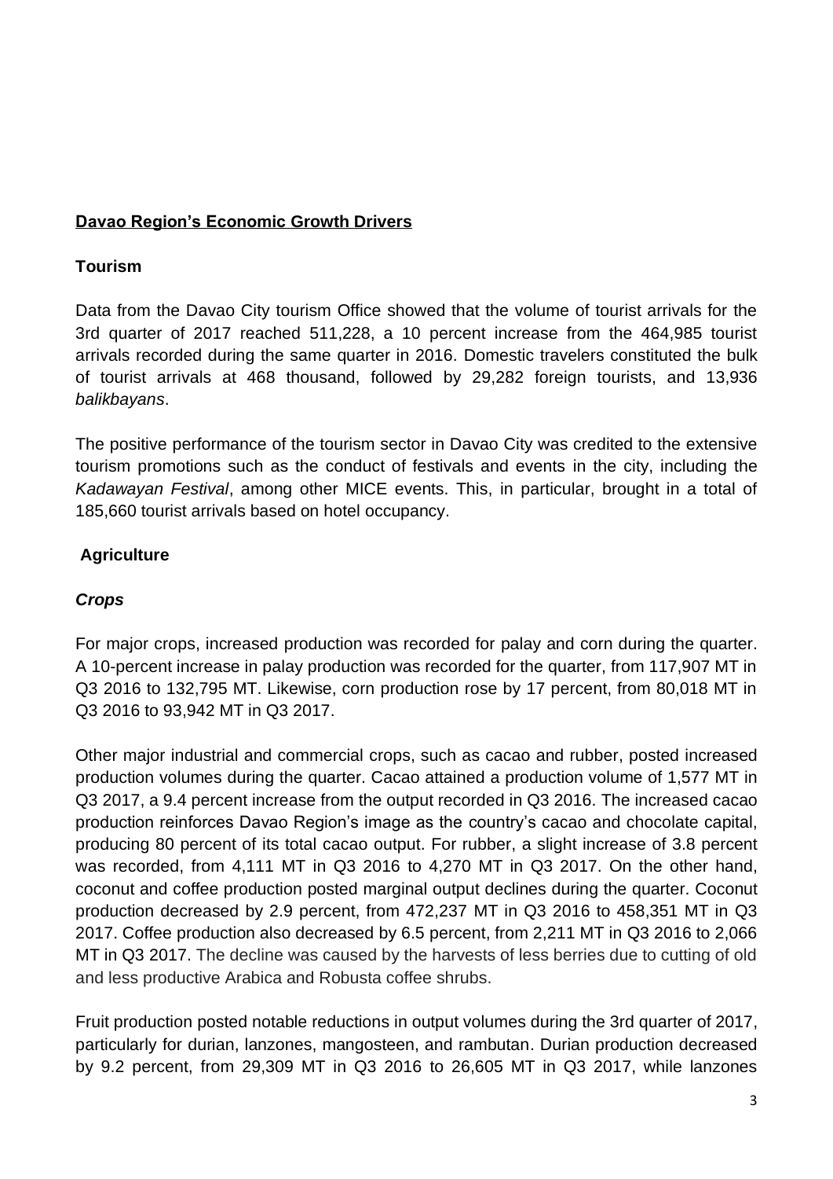## Davao Region's Economic Growth Drivers

### Tourism

Data from the Davao City tourism Office showed that the volume of tourist arrivals for the 3rd quarter of 2017 reached 511,228, a 10 percent increase from the 464,985 tourist arrivals recorded during the same quarter in 2016. Domestic travelers constituted the bulk of tourist arrivals at 468 thousand, followed by 29,282 foreign tourists, and 13,936 *balikbayans*.

The positive performance of the tourism sector in Davao City was credited to the extensive tourism promotions such as the conduct of festivals and events in the city, including the *Kadawayan Festival*, among other MICE events. This, in particular, brought in a total of 185,660 tourist arrivals based on hotel occupancy.

### Agriculture

#### *Crops*

For major crops, increased production was recorded for palay and corn during the quarter. A 10-percent increase in palay production was recorded for the quarter, from 117,907 MT in Q3 2016 to 132,795 MT. Likewise, corn production rose by 17 percent, from 80,018 MT in Q3 2016 to 93,942 MT in Q3 2017.

Other major industrial and commercial crops, such as cacao and rubber, posted increased production volumes during the quarter. Cacao attained a production volume of 1,577 MT in Q3 2017, a 9.4 percent increase from the output recorded in Q3 2016. The increased cacao production reinforces Davao Region's image as the country's cacao and chocolate capital, producing 80 percent of its total cacao output. For rubber, a slight increase of 3.8 percent was recorded, from 4,111 MT in Q3 2016 to 4,270 MT in Q3 2017. On the other hand, coconut and coffee production posted marginal output declines during the quarter. Coconut production decreased by 2.9 percent, from 472,237 MT in Q3 2016 to 458,351 MT in Q3 2017. Coffee production also decreased by 6.5 percent, from 2,211 MT in Q3 2016 to 2,066 MT in Q3 2017. The decline was caused by the harvests of less berries due to cutting of old and less productive Arabica and Robusta coffee shrubs.

Fruit production posted notable reductions in output volumes during the 3rd quarter of 2017, particularly for durian, lanzones, mangosteen, and rambutan. Durian production decreased by 9.2 percent, from 29,309 MT in Q3 2016 to 26,605 MT in Q3 2017, while lanzones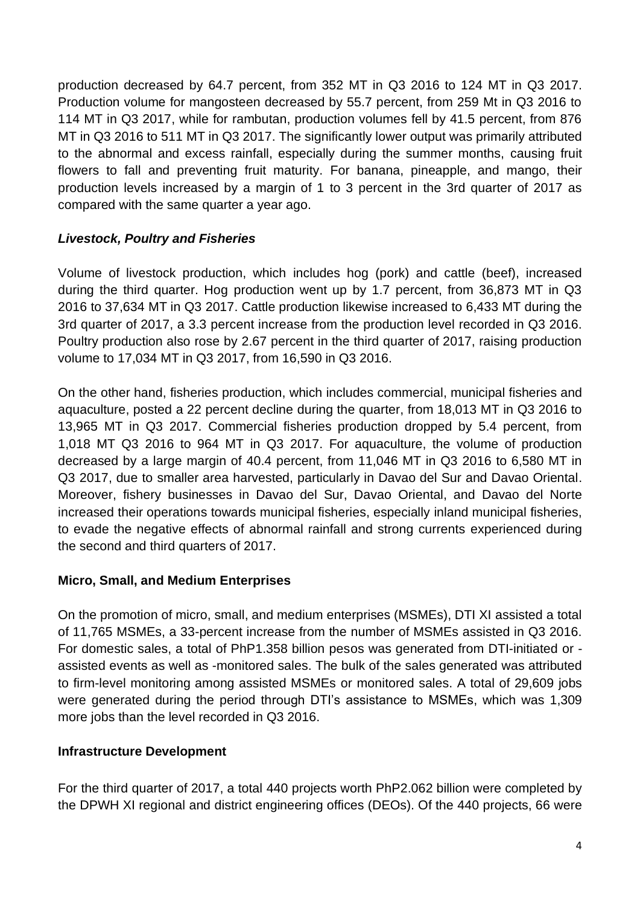production decreased by 64.7 percent, from 352 MT in Q3 2016 to 124 MT in Q3 2017. Production volume for mangosteen decreased by 55.7 percent, from 259 Mt in Q3 2016 to 114 MT in Q3 2017, while for rambutan, production volumes fell by 41.5 percent, from 876 MT in Q3 2016 to 511 MT in Q3 2017. The significantly lower output was primarily attributed to the abnormal and excess rainfall, especially during the summer months, causing fruit flowers to fall and preventing fruit maturity. For banana, pineapple, and mango, their production levels increased by a margin of 1 to 3 percent in the 3rd quarter of 2017 as compared with the same quarter a year ago.

### *Livestock, Poultry and Fisheries*

Volume of livestock production, which includes hog (pork) and cattle (beef), increased during the third quarter. Hog production went up by 1.7 percent, from 36,873 MT in Q3 2016 to 37,634 MT in Q3 2017. Cattle production likewise increased to 6,433 MT during the 3rd quarter of 2017, a 3.3 percent increase from the production level recorded in Q3 2016. Poultry production also rose by 2.67 percent in the third quarter of 2017, raising production volume to 17,034 MT in Q3 2017, from 16,590 in Q3 2016.

On the other hand, fisheries production, which includes commercial, municipal fisheries and aquaculture, posted a 22 percent decline during the quarter, from 18,013 MT in Q3 2016 to 13,965 MT in Q3 2017. Commercial fisheries production dropped by 5.4 percent, from 1,018 MT Q3 2016 to 964 MT in Q3 2017. For aquaculture, the volume of production decreased by a large margin of 40.4 percent, from 11,046 MT in Q3 2016 to 6,580 MT in Q3 2017, due to smaller area harvested, particularly in Davao del Sur and Davao Oriental. Moreover, fishery businesses in Davao del Sur, Davao Oriental, and Davao del Norte increased their operations towards municipal fisheries, especially inland municipal fisheries, to evade the negative effects of abnormal rainfall and strong currents experienced during the second and third quarters of 2017.

## **Micro, Small, and Medium Enterprises**

On the promotion of micro, small, and medium enterprises (MSMEs), DTI XI assisted a total of 11,765 MSMEs, a 33-percent increase from the number of MSMEs assisted in Q3 2016. For domestic sales, a total of PhP1.358 billion pesos was generated from DTI-initiated or -assisted events as well as -monitored sales. The bulk of the sales generated was attributed to firm-level monitoring among assisted MSMEs or monitored sales. A total of 29,609 jobs were generated during the period through DTI's assistance to MSMEs, which was 1,309 more jobs than the level recorded in Q3 2016.

## **Infrastructure Development**

For the third quarter of 2017, a total 440 projects worth PhP2.062 billion were completed by the DPWH XI regional and district engineering offices (DEOs). Of the 440 projects, 66 were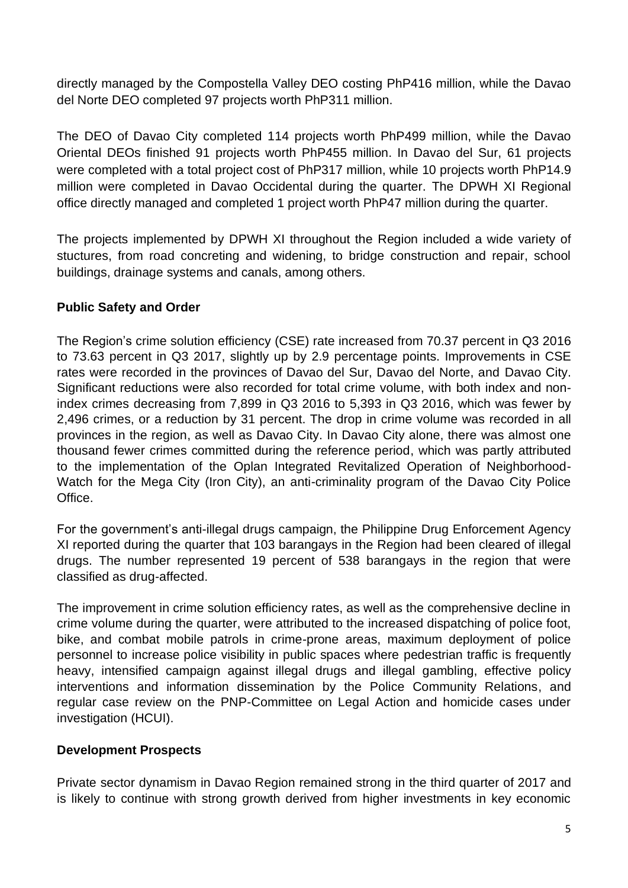directly managed by the Compostella Valley DEO costing PhP416 million, while the Davao del Norte DEO completed 97 projects worth PhP311 million.

The DEO of Davao City completed 114 projects worth PhP499 million, while the Davao Oriental DEOs finished 91 projects worth PhP455 million. In Davao del Sur, 61 projects were completed with a total project cost of PhP317 million, while 10 projects worth PhP14.9 million were completed in Davao Occidental during the quarter. The DPWH XI Regional office directly managed and completed 1 project worth PhP47 million during the quarter.

The projects implemented by DPWH XI throughout the Region included a wide variety of stuctures, from road concreting and widening, to bridge construction and repair, school buildings, drainage systems and canals, among others.

**Public Safety and Order**

The Region's crime solution efficiency (CSE) rate increased from 70.37 percent in Q3 2016 to 73.63 percent in Q3 2017, slightly up by 2.9 percentage points. Improvements in CSE rates were recorded in the provinces of Davao del Sur, Davao del Norte, and Davao City. Significant reductions were also recorded for total crime volume, with both index and non-index crimes decreasing from 7,899 in Q3 2016 to 5,393 in Q3 2016, which was fewer by 2,496 crimes, or a reduction by 31 percent. The drop in crime volume was recorded in all provinces in the region, as well as Davao City. In Davao City alone, there was almost one thousand fewer crimes committed during the reference period, which was partly attributed to the implementation of the Oplan Integrated Revitalized Operation of Neighborhood-Watch for the Mega City (Iron City), an anti-criminality program of the Davao City Police Office.

For the government's anti-illegal drugs campaign, the Philippine Drug Enforcement Agency XI reported during the quarter that 103 barangays in the Region had been cleared of illegal drugs. The number represented 19 percent of 538 barangays in the region that were classified as drug-affected.

The improvement in crime solution efficiency rates, as well as the comprehensive decline in crime volume during the quarter, were attributed to the increased dispatching of police foot, bike, and combat mobile patrols in crime-prone areas, maximum deployment of police personnel to increase police visibility in public spaces where pedestrian traffic is frequently heavy, intensified campaign against illegal drugs and illegal gambling, effective policy interventions and information dissemination by the Police Community Relations, and regular case review on the PNP-Committee on Legal Action and homicide cases under investigation (HCUI).

**Development Prospects**

Private sector dynamism in Davao Region remained strong in the third quarter of 2017 and is likely to continue with strong growth derived from higher investments in key economic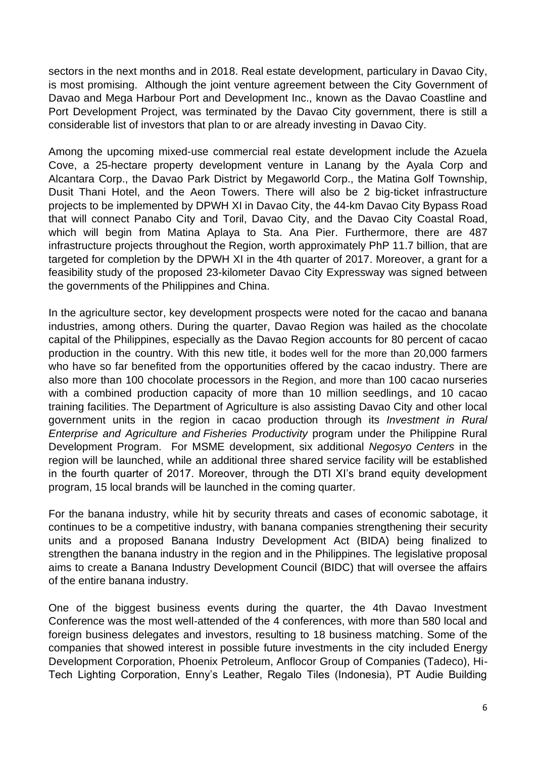sectors in the next months and in 2018. Real estate development, particulary in Davao City, is most promising. Although the joint venture agreement between the City Government of Davao and Mega Harbour Port and Development Inc., known as the Davao Coastline and Port Development Project, was terminated by the Davao City government, there is still a considerable list of investors that plan to or are already investing in Davao City.

Among the upcoming mixed-use commercial real estate development include the Azuela Cove, a 25-hectare property development venture in Lanang by the Ayala Corp and Alcantara Corp., the Davao Park District by Megaworld Corp., the Matina Golf Township, Dusit Thani Hotel, and the Aeon Towers. There will also be 2 big-ticket infrastructure projects to be implemented by DPWH XI in Davao City, the 44-km Davao City Bypass Road that will connect Panabo City and Toril, Davao City, and the Davao City Coastal Road, which will begin from Matina Aplaya to Sta. Ana Pier. Furthermore, there are 487 infrastructure projects throughout the Region, worth approximately PhP 11.7 billion, that are targeted for completion by the DPWH XI in the 4th quarter of 2017. Moreover, a grant for a feasibility study of the proposed 23-kilometer Davao City Expressway was signed between the governments of the Philippines and China.

In the agriculture sector, key development prospects were noted for the cacao and banana industries, among others. During the quarter, Davao Region was hailed as the chocolate capital of the Philippines, especially as the Davao Region accounts for 80 percent of cacao production in the country. With this new title, it bodes well for the more than 20,000 farmers who have so far benefited from the opportunities offered by the cacao industry. There are also more than 100 chocolate processors in the Region, and more than 100 cacao nurseries with a combined production capacity of more than 10 million seedlings, and 10 cacao training facilities. The Department of Agriculture is also assisting Davao City and other local government units in the region in cacao production through its *Investment in Rural Enterprise and Agriculture and Fisheries Productivity* program under the Philippine Rural Development Program. For MSME development, six additional *Negosyo Centers* in the region will be launched, while an additional three shared service facility will be established in the fourth quarter of 2017. Moreover, through the DTI XI's brand equity development program, 15 local brands will be launched in the coming quarter.

For the banana industry, while hit by security threats and cases of economic sabotage, it continues to be a competitive industry, with banana companies strengthening their security units and a proposed Banana Industry Development Act (BIDA) being finalized to strengthen the banana industry in the region and in the Philippines. The legislative proposal aims to create a Banana Industry Development Council (BIDC) that will oversee the affairs of the entire banana industry.

One of the biggest business events during the quarter, the 4th Davao Investment Conference was the most well-attended of the 4 conferences, with more than 580 local and foreign business delegates and investors, resulting to 18 business matching. Some of the companies that showed interest in possible future investments in the city included Energy Development Corporation, Phoenix Petroleum, Anflocor Group of Companies (Tadeco), Hi-Tech Lighting Corporation, Enny's Leather, Regalo Tiles (Indonesia), PT Audie Building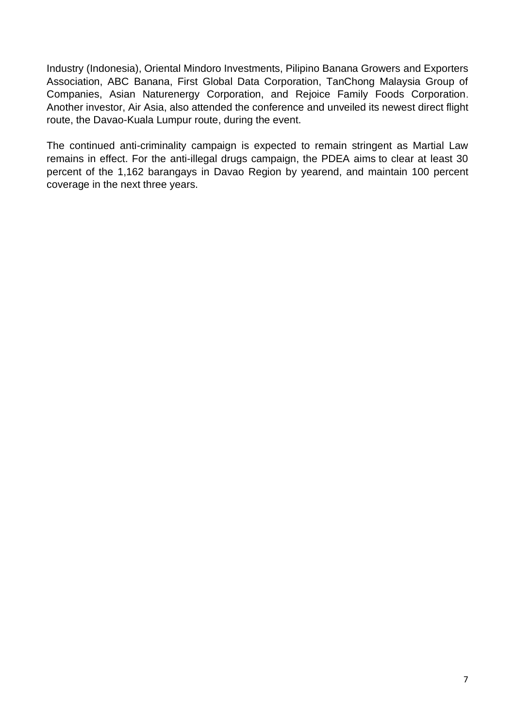Industry (Indonesia), Oriental Mindoro Investments, Pilipino Banana Growers and Exporters Association, ABC Banana, First Global Data Corporation, TanChong Malaysia Group of Companies, Asian Naturenergy Corporation, and Rejoice Family Foods Corporation. Another investor, Air Asia, also attended the conference and unveiled its newest direct flight route, the Davao-Kuala Lumpur route, during the event.

The continued anti-criminality campaign is expected to remain stringent as Martial Law remains in effect. For the anti-illegal drugs campaign, the PDEA aims to clear at least 30 percent of the 1,162 barangays in Davao Region by yearend, and maintain 100 percent coverage in the next three years.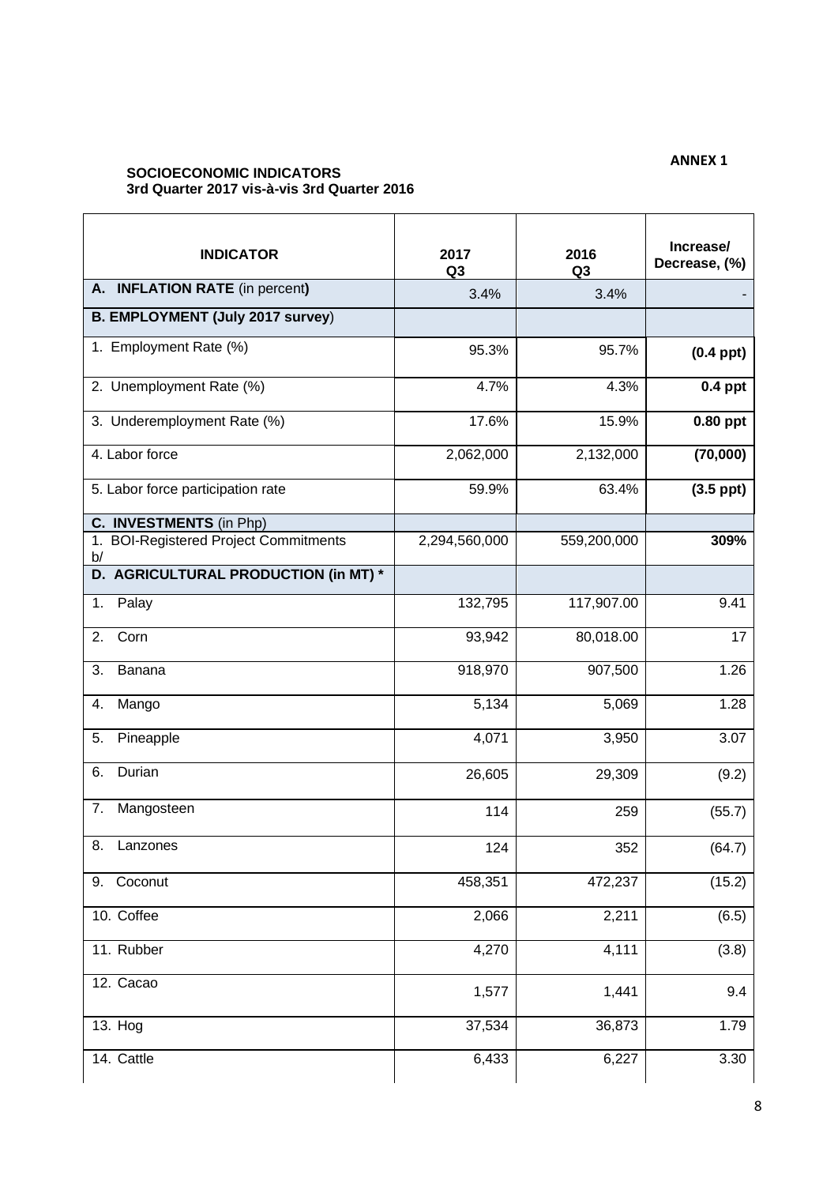**ANNEX 1**

**SOCIOECONOMIC INDICATORS**
**3rd Quarter 2017 vis-à-vis 3rd Quarter 2016**

| INDICATOR | 2017 Q3 | 2016 Q3 | Increase/ Decrease, (%) |
|---|---|---|---|
| **A. INFLATION RATE** (in percent**)** | 3.4% | 3.4% | - |
| **B. EMPLOYMENT (July 2017 survey**) | | | |
| 1. Employment Rate (%) | 95.3% | 95.7% | **(0.4 ppt)** |
| 2. Unemployment Rate (%) | 4.7% | 4.3% | **0.4 ppt** |
| 3. Underemployment Rate (%) | 17.6% | 15.9% | **0.80 ppt** |
| 4. Labor force | 2,062,000 | 2,132,000 | **(70,000)** |
| 5. Labor force participation rate | 59.9% | 63.4% | **(3.5 ppt)** |
| **C. INVESTMENTS** (in Php) | | | |
| 1. BOI-Registered Project Commitments b/ | 2,294,560,000 | 559,200,000 | **309%** |
| **D. AGRICULTURAL PRODUCTION (in MT) *** | | | |
| 1. Palay | 132,795 | 117,907.00 | 9.41 |
| 2. Corn | 93,942 | 80,018.00 | 17 |
| 3. Banana | 918,970 | 907,500 | 1.26 |
| 4. Mango | 5,134 | 5,069 | 1.28 |
| 5. Pineapple | 4,071 | 3,950 | 3.07 |
| 6. Durian | 26,605 | 29,309 | (9.2) |
| 7. Mangosteen | 114 | 259 | (55.7) |
| 8. Lanzones | 124 | 352 | (64.7) |
| 9. Coconut | 458,351 | 472,237 | (15.2) |
| 10. Coffee | 2,066 | 2,211 | (6.5) |
| 11. Rubber | 4,270 | 4,111 | (3.8) |
| 12. Cacao | 1,577 | 1,441 | 9.4 |
| 13. Hog | 37,534 | 36,873 | 1.79 |
| 14. Cattle | 6,433 | 6,227 | 3.30 |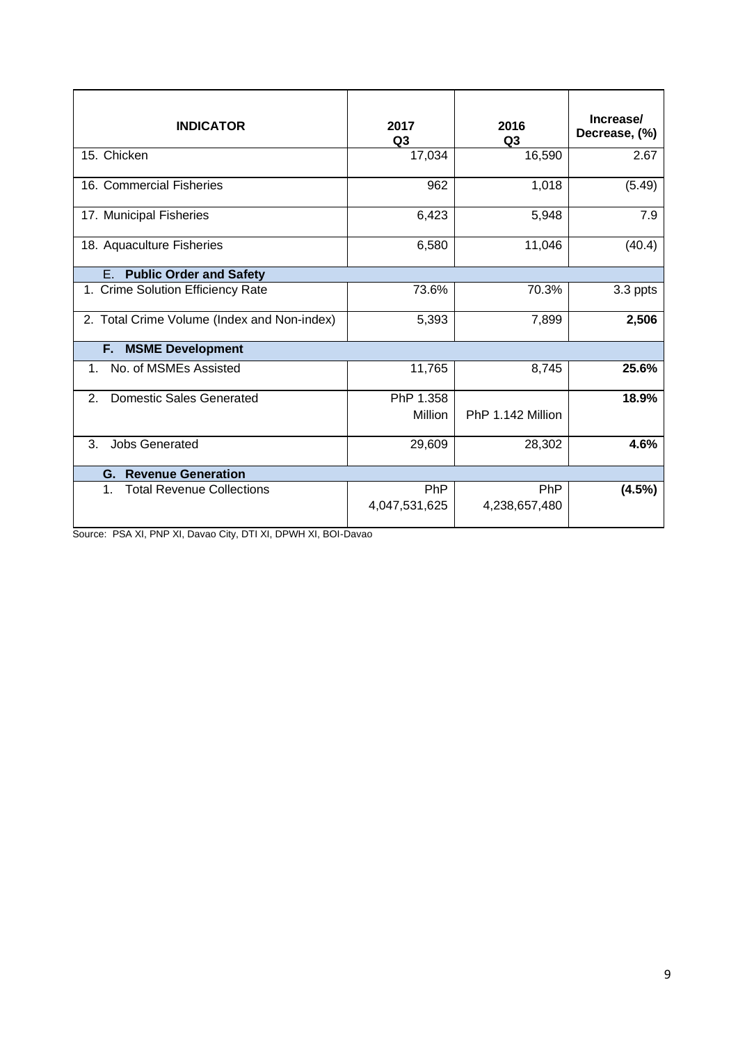| INDICATOR | 2017 Q3 | 2016 Q3 | Increase/ Decrease, (%) |
|---|---|---|---|
| 15. Chicken | 17,034 | 16,590 | 2.67 |
| 16. Commercial Fisheries | 962 | 1,018 | (5.49) |
| 17. Municipal Fisheries | 6,423 | 5,948 | 7.9 |
| 18. Aquaculture Fisheries | 6,580 | 11,046 | (40.4) |
| E. **Public Order and Safety** | | | |
| 1. Crime Solution Efficiency Rate | 73.6% | 70.3% | 3.3 ppts |
| 2. Total Crime Volume (Index and Non-index) | 5,393 | 7,899 | **2,506** |
| **F. MSME Development** | | | |
| 1. No. of MSMEs Assisted | 11,765 | 8,745 | **25.6%** |
| 2. Domestic Sales Generated | PhP 1.358 Million | PhP 1.142 Million | **18.9%** |
| 3. Jobs Generated | 29,609 | 28,302 | **4.6%** |
| **G. Revenue Generation** | | | |
| 1. Total Revenue Collections | PhP 4,047,531,625 | PhP 4,238,657,480 | **(4.5%)** |

Source: PSA XI, PNP XI, Davao City, DTI XI, DPWH XI, BOI-Davao